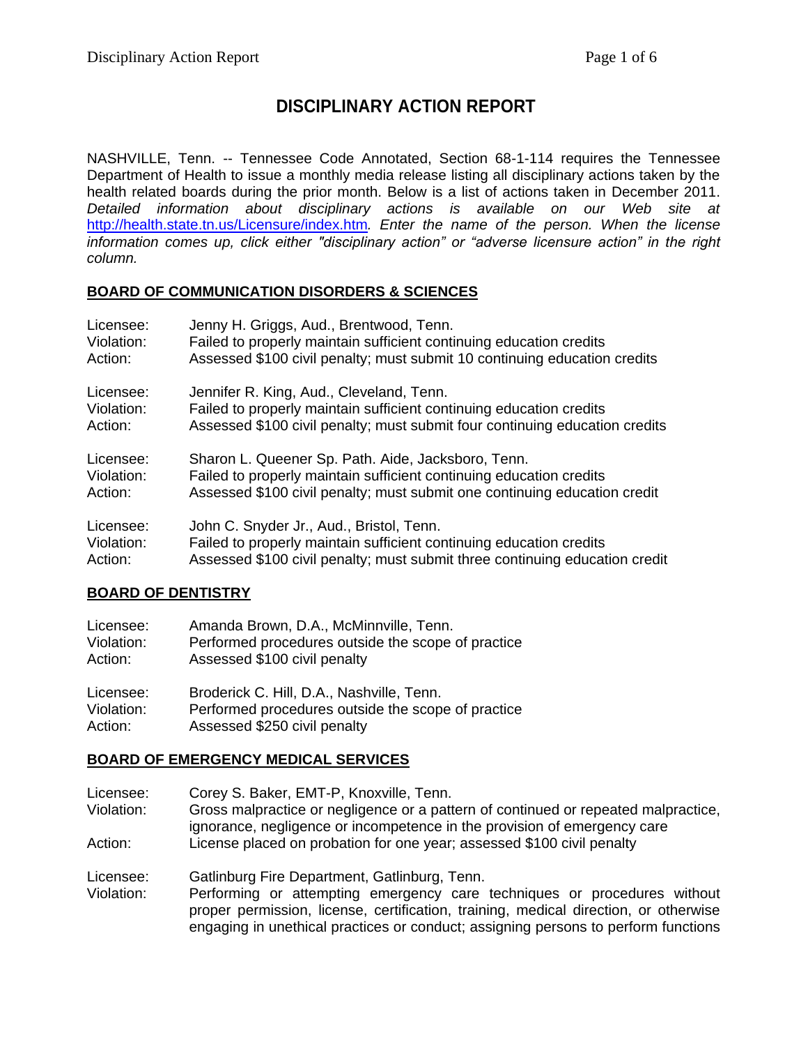# DISCIPLINARY ACTION REPORT

NASHVILLE, Tenn. -- Tennessee Code Annotated, Section 68-1-114 requires the Tennessee Department of Health to issue a monthly media release listing all disciplinary actions taken by the health related boards during the prior month. Below is a list of actions taken in December 2011. *Detailed information about disciplinary actions is available on our Web site at* http://health.state.tn.us/Licensure/index.htm*. Enter the name of the person. When the license information comes up, click either "disciplinary action" or "adverse licensure action" in the right column.*

## BOARD OF COMMUNICATION DISORDERS & SCIENCES

Licensee: Jenny H. Griggs, Aud., Brentwood, Tenn.
Violation: Failed to properly maintain sufficient continuing education credits
Action: Assessed $100 civil penalty; must submit 10 continuing education credits

Licensee: Jennifer R. King, Aud., Cleveland, Tenn.
Violation: Failed to properly maintain sufficient continuing education credits
Action: Assessed $100 civil penalty; must submit four continuing education credits

Licensee: Sharon L. Queener Sp. Path. Aide, Jacksboro, Tenn.
Violation: Failed to properly maintain sufficient continuing education credits
Action: Assessed $100 civil penalty; must submit one continuing education credit

Licensee: John C. Snyder Jr., Aud., Bristol, Tenn.
Violation: Failed to properly maintain sufficient continuing education credits
Action: Assessed $100 civil penalty; must submit three continuing education credit

## BOARD OF DENTISTRY

Licensee: Amanda Brown, D.A., McMinnville, Tenn.
Violation: Performed procedures outside the scope of practice
Action: Assessed $100 civil penalty

Licensee: Broderick C. Hill, D.A., Nashville, Tenn.
Violation: Performed procedures outside the scope of practice
Action: Assessed $250 civil penalty

## BOARD OF EMERGENCY MEDICAL SERVICES

Licensee: Corey S. Baker, EMT-P, Knoxville, Tenn.
Violation: Gross malpractice or negligence or a pattern of continued or repeated malpractice, ignorance, negligence or incompetence in the provision of emergency care
Action: License placed on probation for one year; assessed $100 civil penalty

Licensee: Gatlinburg Fire Department, Gatlinburg, Tenn.
Violation: Performing or attempting emergency care techniques or procedures without proper permission, license, certification, training, medical direction, or otherwise engaging in unethical practices or conduct; assigning persons to perform functions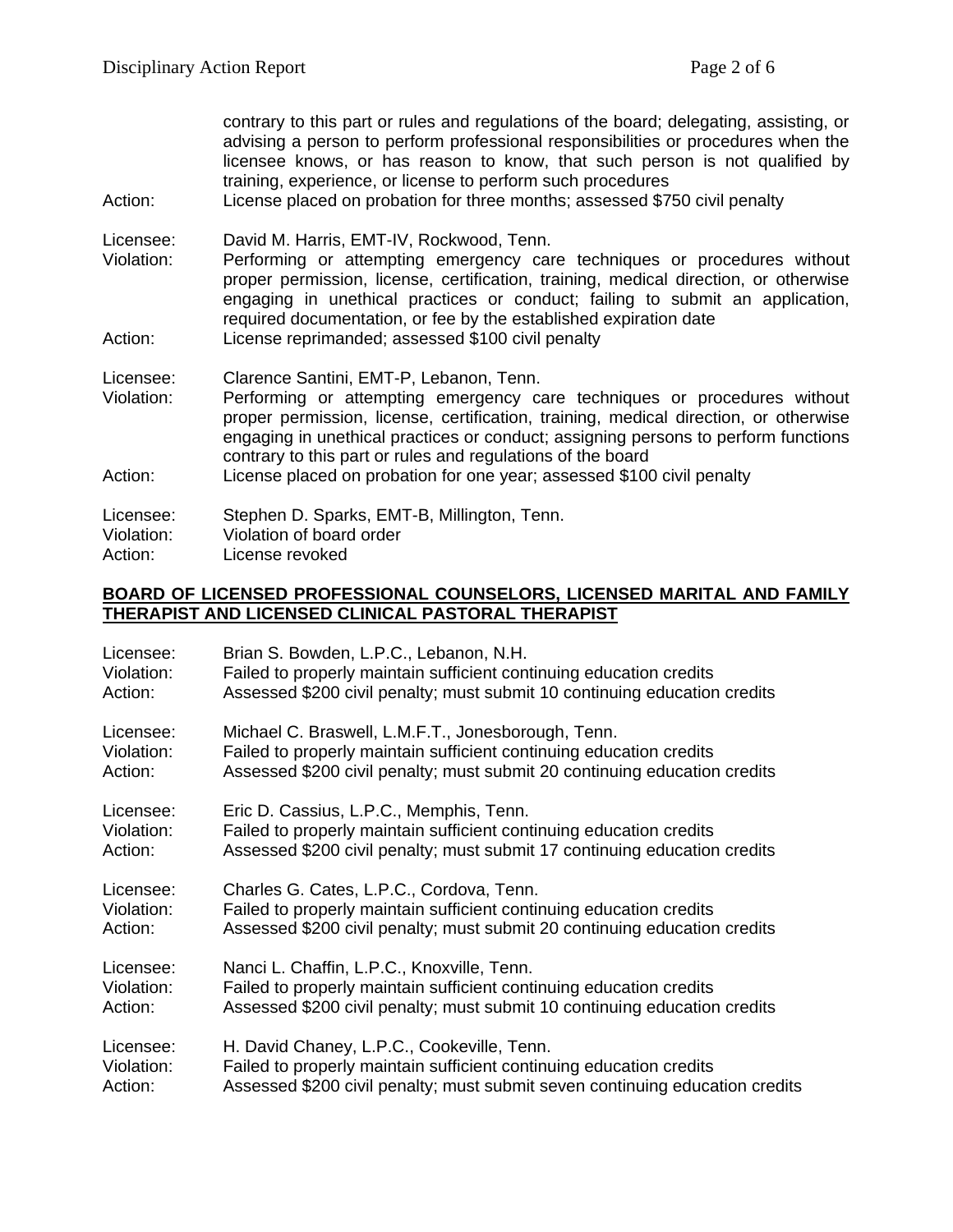contrary to this part or rules and regulations of the board; delegating, assisting, or advising a person to perform professional responsibilities or procedures when the licensee knows, or has reason to know, that such person is not qualified by training, experience, or license to perform such procedures

Action: License placed on probation for three months; assessed $750 civil penalty

Licensee: David M. Harris, EMT-IV, Rockwood, Tenn.
Violation: Performing or attempting emergency care techniques or procedures without proper permission, license, certification, training, medical direction, or otherwise engaging in unethical practices or conduct; failing to submit an application, required documentation, or fee by the established expiration date
Action: License reprimanded; assessed $100 civil penalty

Licensee: Clarence Santini, EMT-P, Lebanon, Tenn.
Violation: Performing or attempting emergency care techniques or procedures without proper permission, license, certification, training, medical direction, or otherwise engaging in unethical practices or conduct; assigning persons to perform functions contrary to this part or rules and regulations of the board
Action: License placed on probation for one year; assessed $100 civil penalty

Licensee: Stephen D. Sparks, EMT-B, Millington, Tenn.
Violation: Violation of board order
Action: License revoked

## BOARD OF LICENSED PROFESSIONAL COUNSELORS, LICENSED MARITAL AND FAMILY THERAPIST AND LICENSED CLINICAL PASTORAL THERAPIST

Licensee: Brian S. Bowden, L.P.C., Lebanon, N.H.
Violation: Failed to properly maintain sufficient continuing education credits
Action: Assessed $200 civil penalty; must submit 10 continuing education credits

Licensee: Michael C. Braswell, L.M.F.T., Jonesborough, Tenn.
Violation: Failed to properly maintain sufficient continuing education credits
Action: Assessed $200 civil penalty; must submit 20 continuing education credits

Licensee: Eric D. Cassius, L.P.C., Memphis, Tenn.
Violation: Failed to properly maintain sufficient continuing education credits
Action: Assessed $200 civil penalty; must submit 17 continuing education credits

Licensee: Charles G. Cates, L.P.C., Cordova, Tenn.
Violation: Failed to properly maintain sufficient continuing education credits
Action: Assessed $200 civil penalty; must submit 20 continuing education credits

Licensee: Nanci L. Chaffin, L.P.C., Knoxville, Tenn.
Violation: Failed to properly maintain sufficient continuing education credits
Action: Assessed $200 civil penalty; must submit 10 continuing education credits

Licensee: H. David Chaney, L.P.C., Cookeville, Tenn.
Violation: Failed to properly maintain sufficient continuing education credits
Action: Assessed $200 civil penalty; must submit seven continuing education credits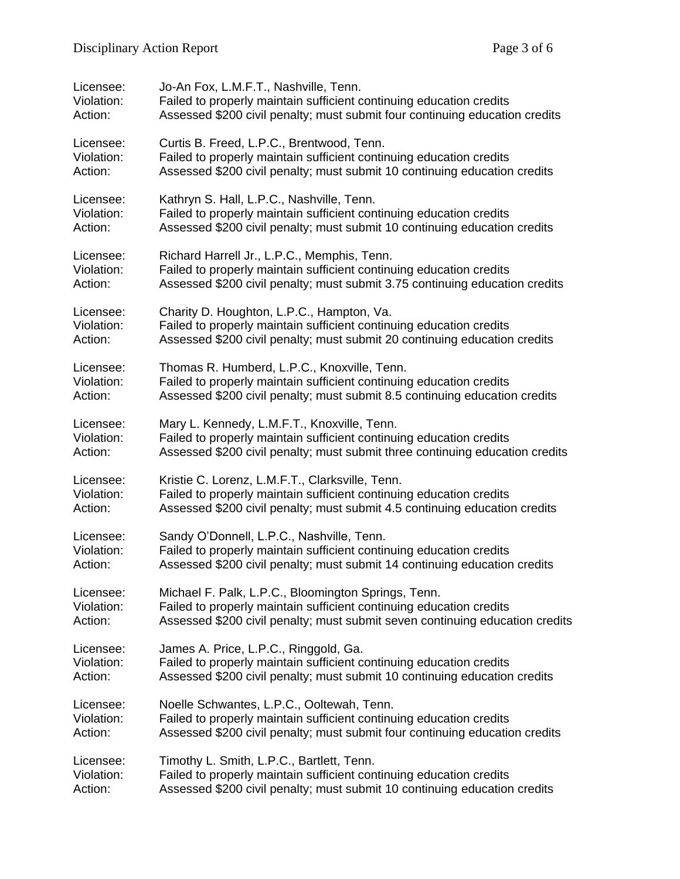Licensee: Jo-An Fox, L.M.F.T., Nashville, Tenn.
Violation: Failed to properly maintain sufficient continuing education credits
Action: Assessed $200 civil penalty; must submit four continuing education credits

Licensee: Curtis B. Freed, L.P.C., Brentwood, Tenn.
Violation: Failed to properly maintain sufficient continuing education credits
Action: Assessed $200 civil penalty; must submit 10 continuing education credits

Licensee: Kathryn S. Hall, L.P.C., Nashville, Tenn.
Violation: Failed to properly maintain sufficient continuing education credits
Action: Assessed $200 civil penalty; must submit 10 continuing education credits

Licensee: Richard Harrell Jr., L.P.C., Memphis, Tenn.
Violation: Failed to properly maintain sufficient continuing education credits
Action: Assessed $200 civil penalty; must submit 3.75 continuing education credits

Licensee: Charity D. Houghton, L.P.C., Hampton, Va.
Violation: Failed to properly maintain sufficient continuing education credits
Action: Assessed $200 civil penalty; must submit 20 continuing education credits

Licensee: Thomas R. Humberd, L.P.C., Knoxville, Tenn.
Violation: Failed to properly maintain sufficient continuing education credits
Action: Assessed $200 civil penalty; must submit 8.5 continuing education credits

Licensee: Mary L. Kennedy, L.M.F.T., Knoxville, Tenn.
Violation: Failed to properly maintain sufficient continuing education credits
Action: Assessed $200 civil penalty; must submit three continuing education credits

Licensee: Kristie C. Lorenz, L.M.F.T., Clarksville, Tenn.
Violation: Failed to properly maintain sufficient continuing education credits
Action: Assessed $200 civil penalty; must submit 4.5 continuing education credits

Licensee: Sandy O'Donnell, L.P.C., Nashville, Tenn.
Violation: Failed to properly maintain sufficient continuing education credits
Action: Assessed $200 civil penalty; must submit 14 continuing education credits

Licensee: Michael F. Palk, L.P.C., Bloomington Springs, Tenn.
Violation: Failed to properly maintain sufficient continuing education credits
Action: Assessed $200 civil penalty; must submit seven continuing education credits

Licensee: James A. Price, L.P.C., Ringgold, Ga.
Violation: Failed to properly maintain sufficient continuing education credits
Action: Assessed $200 civil penalty; must submit 10 continuing education credits

Licensee: Noelle Schwantes, L.P.C., Ooltewah, Tenn.
Violation: Failed to properly maintain sufficient continuing education credits
Action: Assessed $200 civil penalty; must submit four continuing education credits

Licensee: Timothy L. Smith, L.P.C., Bartlett, Tenn.
Violation: Failed to properly maintain sufficient continuing education credits
Action: Assessed $200 civil penalty; must submit 10 continuing education credits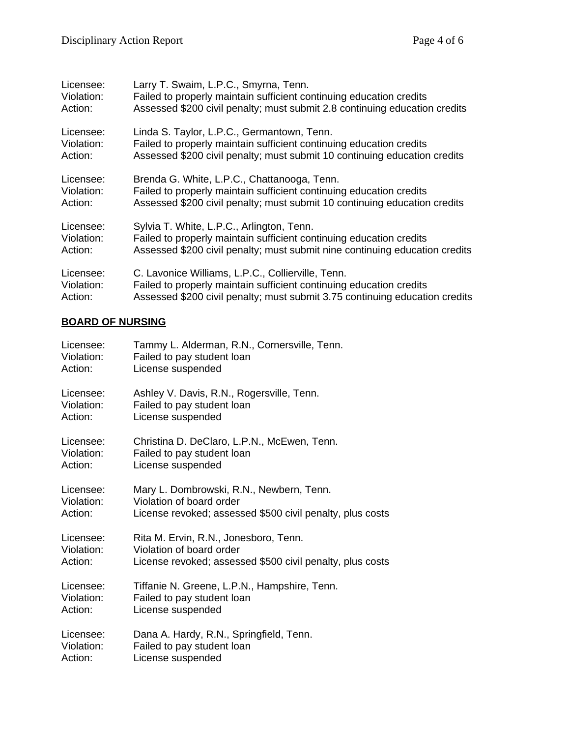Licensee: Larry T. Swaim, L.P.C., Smyrna, Tenn.
Violation: Failed to properly maintain sufficient continuing education credits
Action: Assessed $200 civil penalty; must submit 2.8 continuing education credits

Licensee: Linda S. Taylor, L.P.C., Germantown, Tenn.
Violation: Failed to properly maintain sufficient continuing education credits
Action: Assessed $200 civil penalty; must submit 10 continuing education credits

Licensee: Brenda G. White, L.P.C., Chattanooga, Tenn.
Violation: Failed to properly maintain sufficient continuing education credits
Action: Assessed $200 civil penalty; must submit 10 continuing education credits

Licensee: Sylvia T. White, L.P.C., Arlington, Tenn.
Violation: Failed to properly maintain sufficient continuing education credits
Action: Assessed $200 civil penalty; must submit nine continuing education credits

Licensee: C. Lavonice Williams, L.P.C., Collierville, Tenn.
Violation: Failed to properly maintain sufficient continuing education credits
Action: Assessed $200 civil penalty; must submit 3.75 continuing education credits

## BOARD OF NURSING

Licensee: Tammy L. Alderman, R.N., Cornersville, Tenn.
Violation: Failed to pay student loan
Action: License suspended

Licensee: Ashley V. Davis, R.N., Rogersville, Tenn.
Violation: Failed to pay student loan
Action: License suspended

Licensee: Christina D. DeClaro, L.P.N., McEwen, Tenn.
Violation: Failed to pay student loan
Action: License suspended

Licensee: Mary L. Dombrowski, R.N., Newbern, Tenn.
Violation: Violation of board order
Action: License revoked; assessed $500 civil penalty, plus costs

Licensee: Rita M. Ervin, R.N., Jonesboro, Tenn.
Violation: Violation of board order
Action: License revoked; assessed $500 civil penalty, plus costs

Licensee: Tiffanie N. Greene, L.P.N., Hampshire, Tenn.
Violation: Failed to pay student loan
Action: License suspended

Licensee: Dana A. Hardy, R.N., Springfield, Tenn.
Violation: Failed to pay student loan
Action: License suspended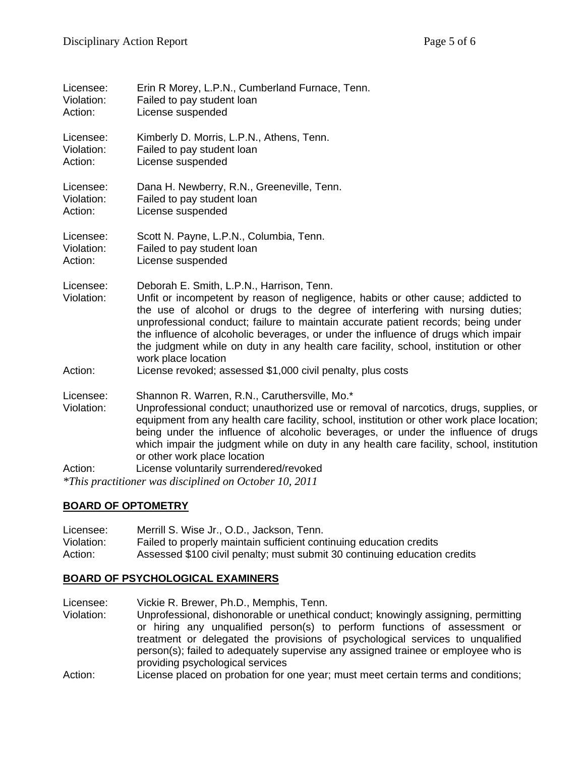Licensee: Erin R Morey, L.P.N., Cumberland Furnace, Tenn.
Violation: Failed to pay student loan
Action: License suspended

Licensee: Kimberly D. Morris, L.P.N., Athens, Tenn.
Violation: Failed to pay student loan
Action: License suspended

Licensee: Dana H. Newberry, R.N., Greeneville, Tenn.
Violation: Failed to pay student loan
Action: License suspended

Licensee: Scott N. Payne, L.P.N., Columbia, Tenn.
Violation: Failed to pay student loan
Action: License suspended

Licensee: Deborah E. Smith, L.P.N., Harrison, Tenn.
Violation: Unfit or incompetent by reason of negligence, habits or other cause; addicted to the use of alcohol or drugs to the degree of interfering with nursing duties; unprofessional conduct; failure to maintain accurate patient records; being under the influence of alcoholic beverages, or under the influence of drugs which impair the judgment while on duty in any health care facility, school, institution or other work place location
Action: License revoked; assessed $1,000 civil penalty, plus costs

Licensee: Shannon R. Warren, R.N., Caruthersville, Mo.*
Violation: Unprofessional conduct; unauthorized use or removal of narcotics, drugs, supplies, or equipment from any health care facility, school, institution or other work place location; being under the influence of alcoholic beverages, or under the influence of drugs which impair the judgment while on duty in any health care facility, school, institution or other work place location
Action: License voluntarily surrendered/revoked

*\*This practitioner was disciplined on October 10, 2011*

## BOARD OF OPTOMETRY

Licensee: Merrill S. Wise Jr., O.D., Jackson, Tenn.
Violation: Failed to properly maintain sufficient continuing education credits
Action: Assessed $100 civil penalty; must submit 30 continuing education credits

## BOARD OF PSYCHOLOGICAL EXAMINERS

Licensee: Vickie R. Brewer, Ph.D., Memphis, Tenn.
Violation: Unprofessional, dishonorable or unethical conduct; knowingly assigning, permitting or hiring any unqualified person(s) to perform functions of assessment or treatment or delegated the provisions of psychological services to unqualified person(s); failed to adequately supervise any assigned trainee or employee who is providing psychological services
Action: License placed on probation for one year; must meet certain terms and conditions;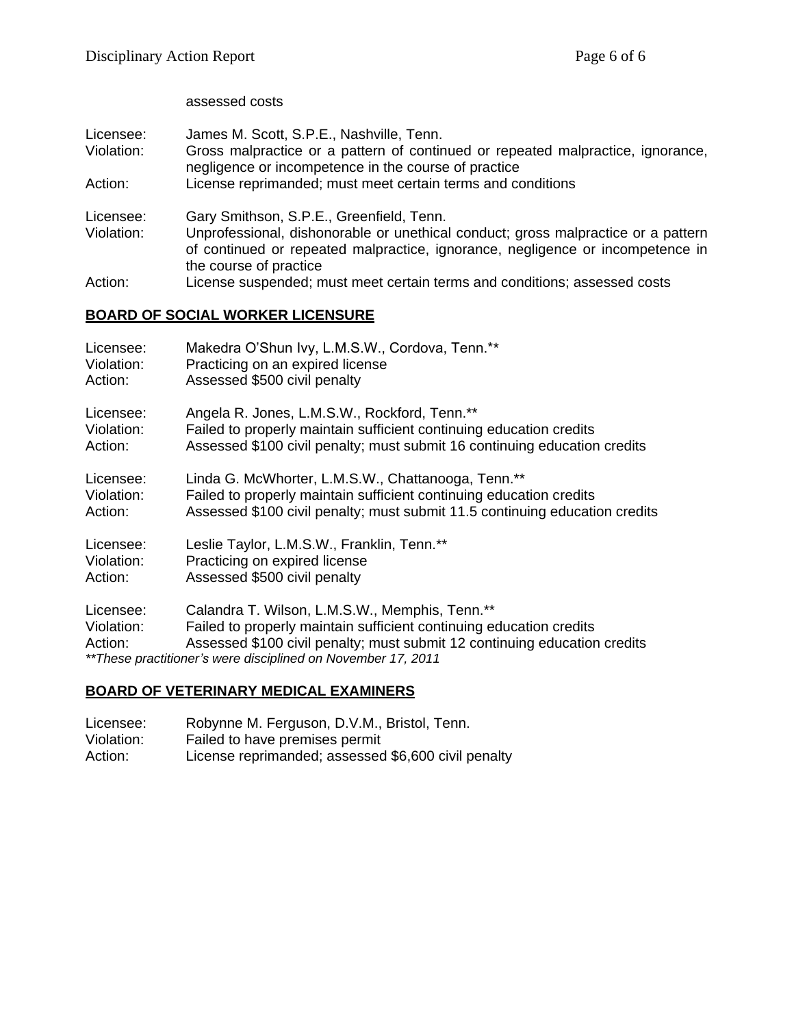assessed costs

Licensee: James M. Scott, S.P.E., Nashville, Tenn.
Violation: Gross malpractice or a pattern of continued or repeated malpractice, ignorance, negligence or incompetence in the course of practice
Action: License reprimanded; must meet certain terms and conditions

Licensee: Gary Smithson, S.P.E., Greenfield, Tenn.
Violation: Unprofessional, dishonorable or unethical conduct; gross malpractice or a pattern of continued or repeated malpractice, ignorance, negligence or incompetence in the course of practice
Action: License suspended; must meet certain terms and conditions; assessed costs

**BOARD OF SOCIAL WORKER LICENSURE**

Licensee: Makedra O'Shun Ivy, L.M.S.W., Cordova, Tenn.**
Violation: Practicing on an expired license
Action: Assessed $500 civil penalty

Licensee: Angela R. Jones, L.M.S.W., Rockford, Tenn.**
Violation: Failed to properly maintain sufficient continuing education credits
Action: Assessed $100 civil penalty; must submit 16 continuing education credits

Licensee: Linda G. McWhorter, L.M.S.W., Chattanooga, Tenn.**
Violation: Failed to properly maintain sufficient continuing education credits
Action: Assessed $100 civil penalty; must submit 11.5 continuing education credits

Licensee: Leslie Taylor, L.M.S.W., Franklin, Tenn.**
Violation: Practicing on expired license
Action: Assessed $500 civil penalty

Licensee: Calandra T. Wilson, L.M.S.W., Memphis, Tenn.**
Violation: Failed to properly maintain sufficient continuing education credits
Action: Assessed $100 civil penalty; must submit 12 continuing education credits

*\*\*These practitioner's were disciplined on November 17, 2011*

**BOARD OF VETERINARY MEDICAL EXAMINERS**

Licensee: Robynne M. Ferguson, D.V.M., Bristol, Tenn.
Violation: Failed to have premises permit
Action: License reprimanded; assessed $6,600 civil penalty